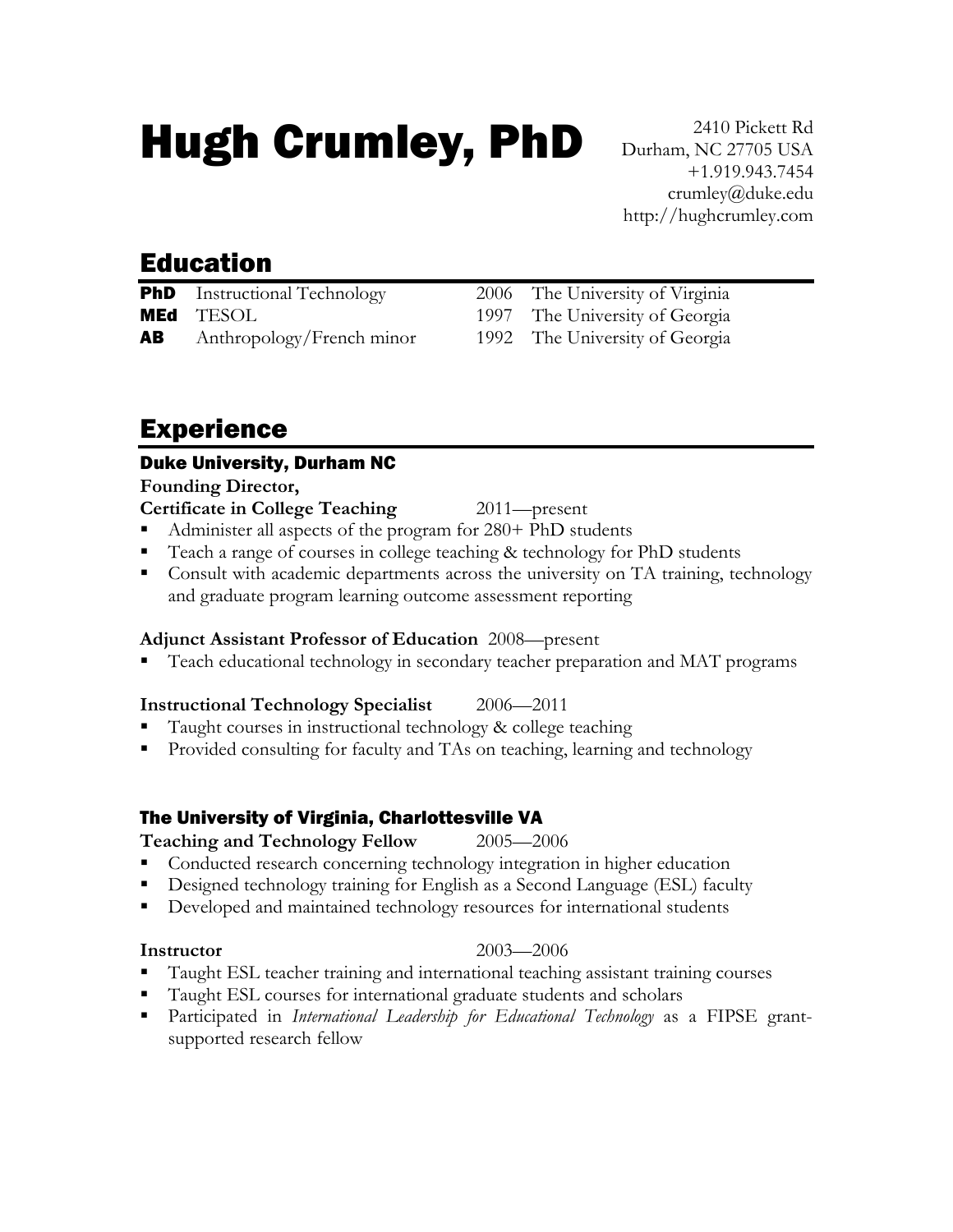# Hugh Crumley, PhD

2410 Pickett Rd
Durham, NC 27705 USA
+1.919.943.7454
crumley@duke.edu
http://hughcrumley.com

## Education

| | | | |
|---|---|---|---|
| **PhD** | Instructional Technology | 2006 | The University of Virginia |
| **MEd** | TESOL | 1997 | The University of Georgia |
| **AB** | Anthropology/French minor | 1992 | The University of Georgia |

## Experience

### Duke University, Durham NC

**Founding Director,**
**Certificate in College Teaching** 2011—present

- Administer all aspects of the program for 280+ PhD students
- Teach a range of courses in college teaching & technology for PhD students
- Consult with academic departments across the university on TA training, technology and graduate program learning outcome assessment reporting

**Adjunct Assistant Professor of Education** 2008—present

- Teach educational technology in secondary teacher preparation and MAT programs

**Instructional Technology Specialist** 2006—2011

- Taught courses in instructional technology & college teaching
- Provided consulting for faculty and TAs on teaching, learning and technology

### The University of Virginia, Charlottesville VA

**Teaching and Technology Fellow** 2005—2006

- Conducted research concerning technology integration in higher education
- Designed technology training for English as a Second Language (ESL) faculty
- Developed and maintained technology resources for international students

**Instructor** 2003—2006

- Taught ESL teacher training and international teaching assistant training courses
- Taught ESL courses for international graduate students and scholars
- Participated in *International Leadership for Educational Technology* as a FIPSE grant-supported research fellow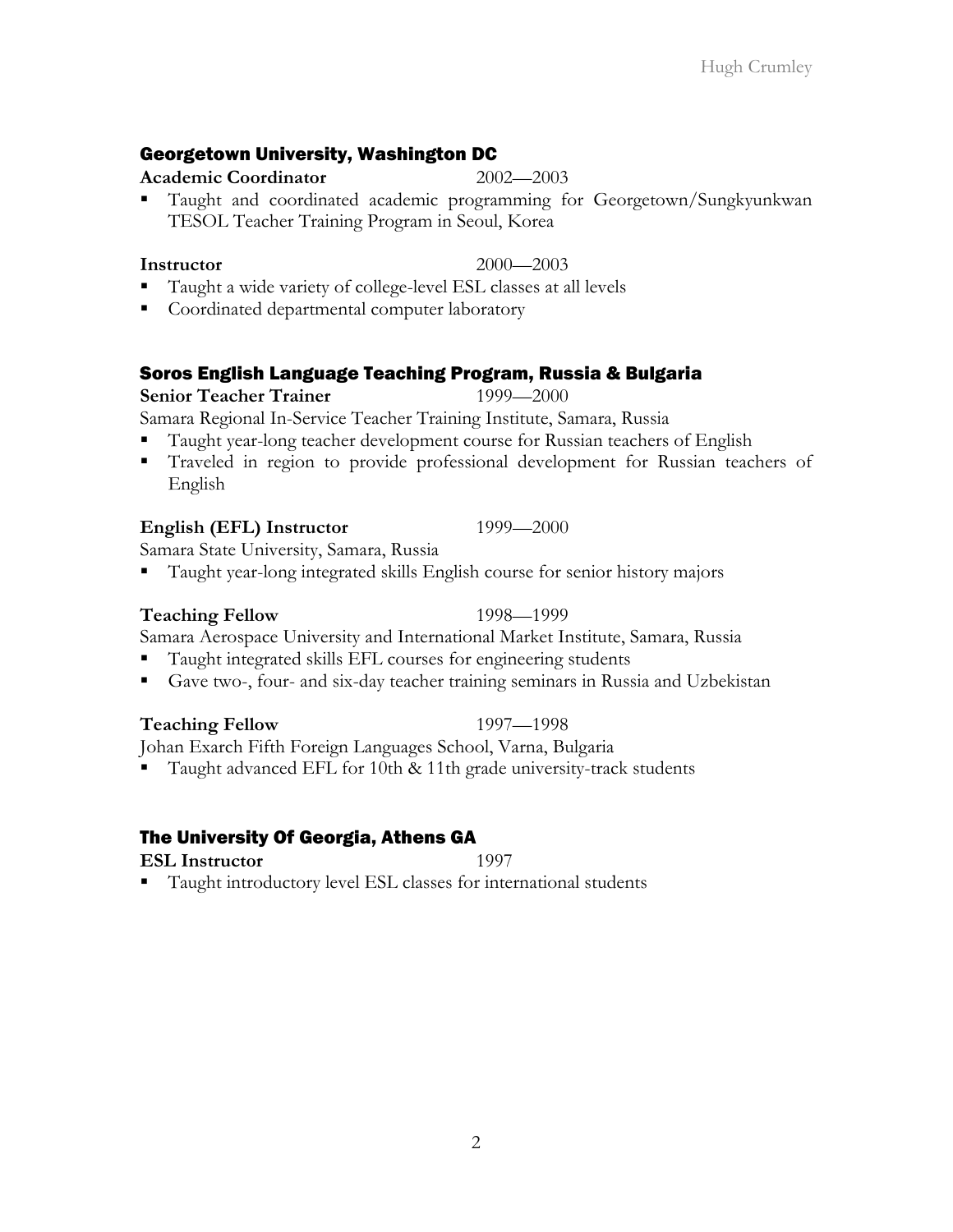## Georgetown University, Washington DC

**Academic Coordinator** 2002—2003

- Taught and coordinated academic programming for Georgetown/Sungkyunkwan TESOL Teacher Training Program in Seoul, Korea

**Instructor** 2000—2003

- Taught a wide variety of college-level ESL classes at all levels
- Coordinated departmental computer laboratory

## Soros English Language Teaching Program, Russia & Bulgaria

**Senior Teacher Trainer** 1999—2000

Samara Regional In-Service Teacher Training Institute, Samara, Russia

- Taught year-long teacher development course for Russian teachers of English
- Traveled in region to provide professional development for Russian teachers of English

**English (EFL) Instructor** 1999—2000

Samara State University, Samara, Russia

- Taught year-long integrated skills English course for senior history majors

**Teaching Fellow** 1998—1999

Samara Aerospace University and International Market Institute, Samara, Russia

- Taught integrated skills EFL courses for engineering students
- Gave two-, four- and six-day teacher training seminars in Russia and Uzbekistan

**Teaching Fellow** 1997—1998

Johan Exarch Fifth Foreign Languages School, Varna, Bulgaria

- Taught advanced EFL for 10th & 11th grade university-track students

## The University Of Georgia, Athens GA

**ESL Instructor** 1997

- Taught introductory level ESL classes for international students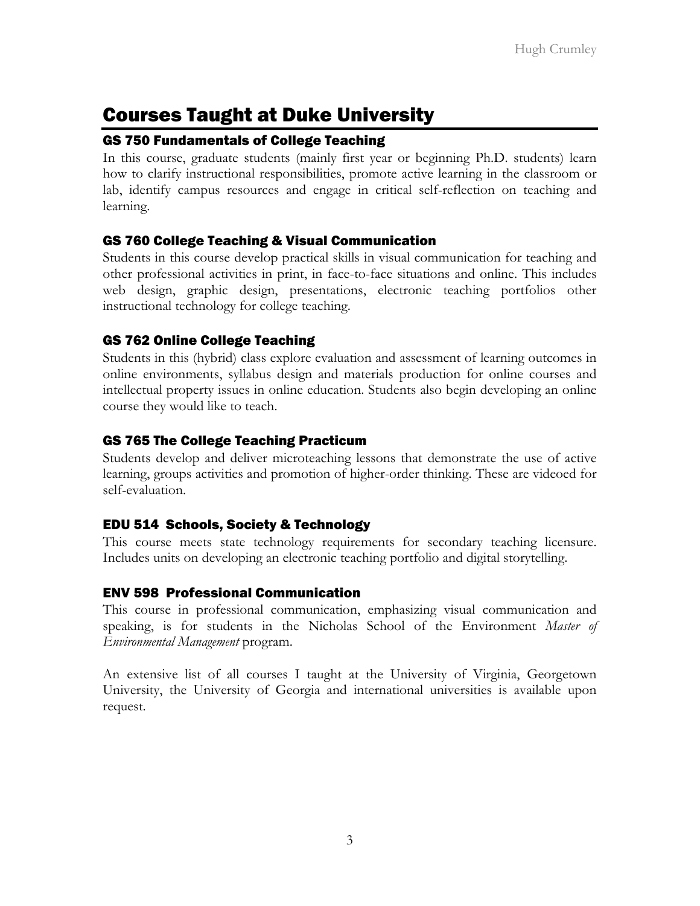# Courses Taught at Duke University

### GS 750 Fundamentals of College Teaching

In this course, graduate students (mainly first year or beginning Ph.D. students) learn how to clarify instructional responsibilities, promote active learning in the classroom or lab, identify campus resources and engage in critical self-reflection on teaching and learning.

### GS 760 College Teaching & Visual Communication

Students in this course develop practical skills in visual communication for teaching and other professional activities in print, in face-to-face situations and online. This includes web design, graphic design, presentations, electronic teaching portfolios other instructional technology for college teaching.

### GS 762 Online College Teaching

Students in this (hybrid) class explore evaluation and assessment of learning outcomes in online environments, syllabus design and materials production for online courses and intellectual property issues in online education. Students also begin developing an online course they would like to teach.

### GS 765 The College Teaching Practicum

Students develop and deliver microteaching lessons that demonstrate the use of active learning, groups activities and promotion of higher-order thinking. These are videoed for self-evaluation.

### EDU 514 Schools, Society & Technology

This course meets state technology requirements for secondary teaching licensure. Includes units on developing an electronic teaching portfolio and digital storytelling.

### ENV 598 Professional Communication

This course in professional communication, emphasizing visual communication and speaking, is for students in the Nicholas School of the Environment *Master of Environmental Management* program.

An extensive list of all courses I taught at the University of Virginia, Georgetown University, the University of Georgia and international universities is available upon request.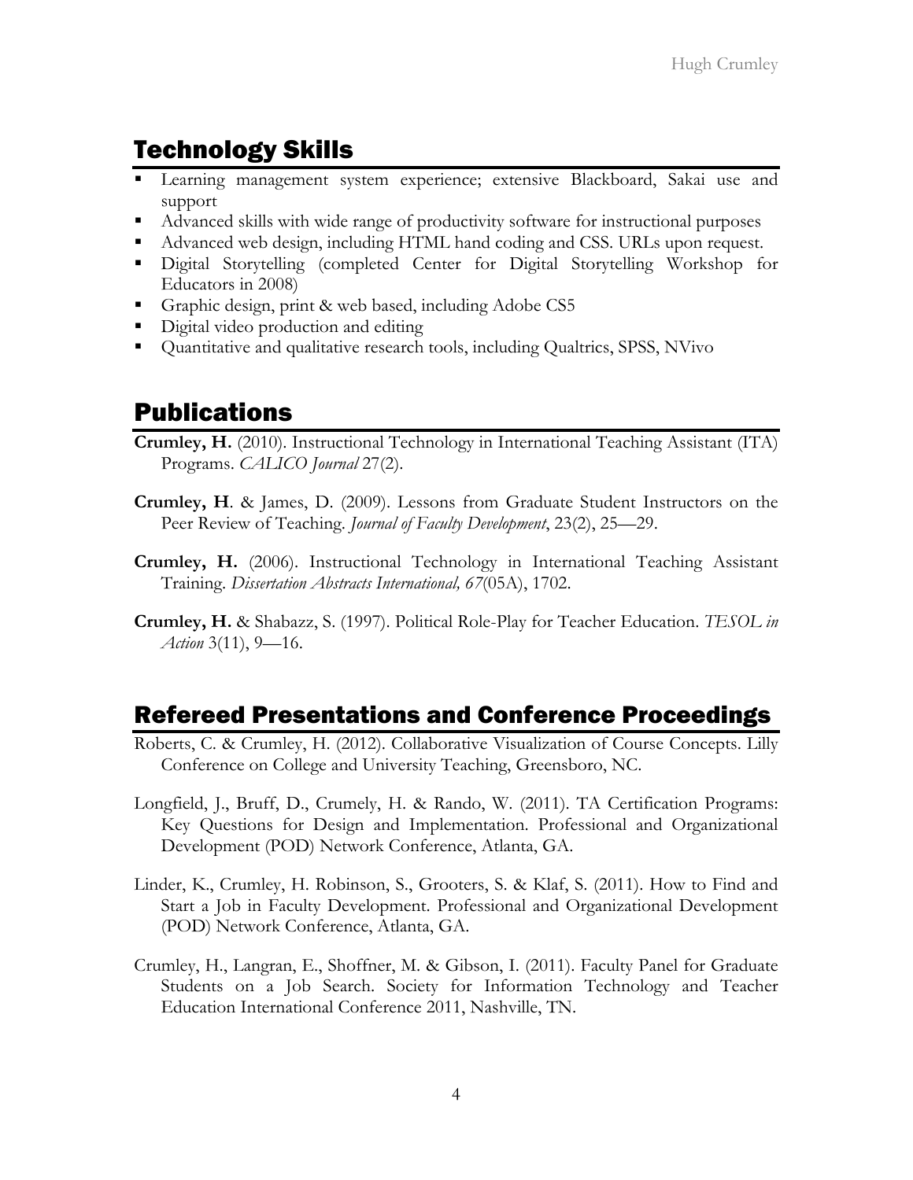## Technology Skills

- Learning management system experience; extensive Blackboard, Sakai use and support
- Advanced skills with wide range of productivity software for instructional purposes
- Advanced web design, including HTML hand coding and CSS. URLs upon request.
- Digital Storytelling (completed Center for Digital Storytelling Workshop for Educators in 2008)
- Graphic design, print & web based, including Adobe CS5
- Digital video production and editing
- Quantitative and qualitative research tools, including Qualtrics, SPSS, NVivo

## Publications

**Crumley, H.** (2010). Instructional Technology in International Teaching Assistant (ITA) Programs. *CALICO Journal* 27(2).

**Crumley, H**. & James, D. (2009). Lessons from Graduate Student Instructors on the Peer Review of Teaching. *Journal of Faculty Development*, 23(2), 25—29.

**Crumley, H.** (2006). Instructional Technology in International Teaching Assistant Training. *Dissertation Abstracts International, 67*(05A), 1702.

**Crumley, H.** & Shabazz, S. (1997). Political Role-Play for Teacher Education. *TESOL in Action* 3(11), 9—16.

## Refereed Presentations and Conference Proceedings

Roberts, C. & Crumley, H. (2012). Collaborative Visualization of Course Concepts. Lilly Conference on College and University Teaching, Greensboro, NC.

Longfield, J., Bruff, D., Crumely, H. & Rando, W. (2011). TA Certification Programs: Key Questions for Design and Implementation. Professional and Organizational Development (POD) Network Conference, Atlanta, GA.

Linder, K., Crumley, H. Robinson, S., Grooters, S. & Klaf, S. (2011). How to Find and Start a Job in Faculty Development. Professional and Organizational Development (POD) Network Conference, Atlanta, GA.

Crumley, H., Langran, E., Shoffner, M. & Gibson, I. (2011). Faculty Panel for Graduate Students on a Job Search. Society for Information Technology and Teacher Education International Conference 2011, Nashville, TN.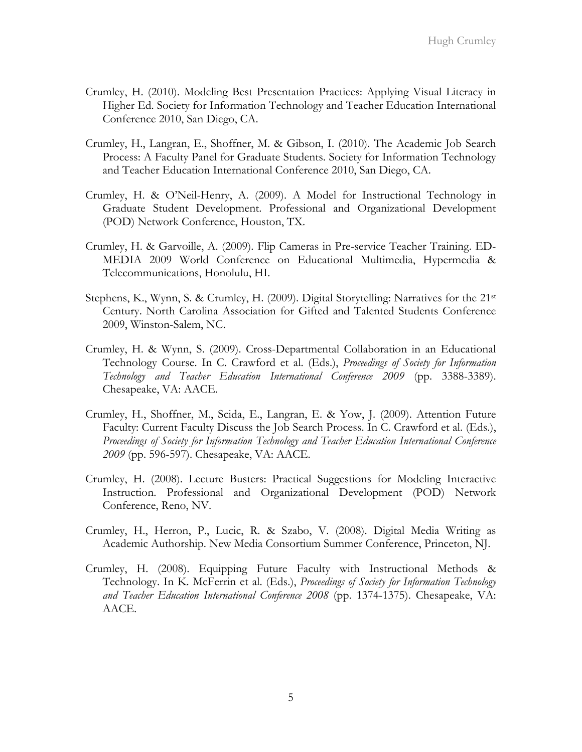Crumley, H. (2010). Modeling Best Presentation Practices: Applying Visual Literacy in Higher Ed. Society for Information Technology and Teacher Education International Conference 2010, San Diego, CA.

Crumley, H., Langran, E., Shoffner, M. & Gibson, I. (2010). The Academic Job Search Process: A Faculty Panel for Graduate Students. Society for Information Technology and Teacher Education International Conference 2010, San Diego, CA.

Crumley, H. & O'Neil-Henry, A. (2009). A Model for Instructional Technology in Graduate Student Development. Professional and Organizational Development (POD) Network Conference, Houston, TX.

Crumley, H. & Garvoille, A. (2009). Flip Cameras in Pre-service Teacher Training. ED-MEDIA 2009 World Conference on Educational Multimedia, Hypermedia & Telecommunications, Honolulu, HI.

Stephens, K., Wynn, S. & Crumley, H. (2009). Digital Storytelling: Narratives for the 21st Century. North Carolina Association for Gifted and Talented Students Conference 2009, Winston-Salem, NC.

Crumley, H. & Wynn, S. (2009). Cross-Departmental Collaboration in an Educational Technology Course. In C. Crawford et al. (Eds.), *Proceedings of Society for Information Technology and Teacher Education International Conference 2009* (pp. 3388-3389). Chesapeake, VA: AACE.

Crumley, H., Shoffner, M., Scida, E., Langran, E. & Yow, J. (2009). Attention Future Faculty: Current Faculty Discuss the Job Search Process. In C. Crawford et al. (Eds.), *Proceedings of Society for Information Technology and Teacher Education International Conference 2009* (pp. 596-597). Chesapeake, VA: AACE.

Crumley, H. (2008). Lecture Busters: Practical Suggestions for Modeling Interactive Instruction. Professional and Organizational Development (POD) Network Conference, Reno, NV.

Crumley, H., Herron, P., Lucic, R. & Szabo, V. (2008). Digital Media Writing as Academic Authorship. New Media Consortium Summer Conference, Princeton, NJ.

Crumley, H. (2008). Equipping Future Faculty with Instructional Methods & Technology. In K. McFerrin et al. (Eds.), *Proceedings of Society for Information Technology and Teacher Education International Conference 2008* (pp. 1374-1375). Chesapeake, VA: AACE.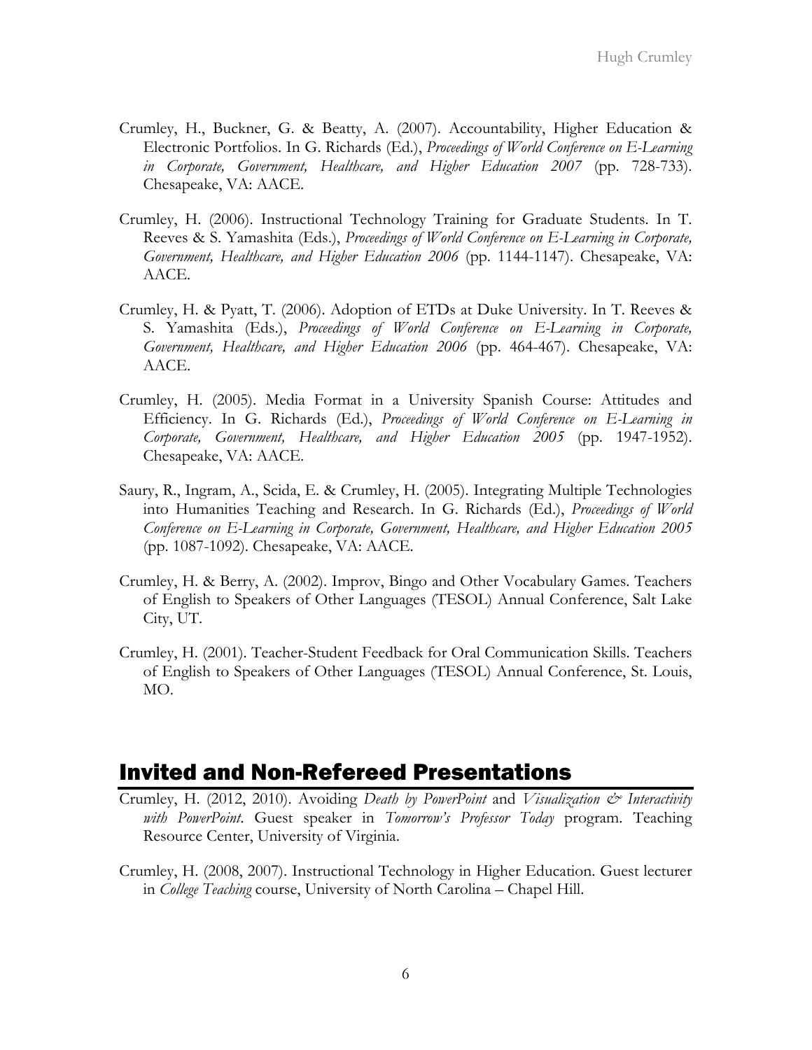Crumley, H., Buckner, G. & Beatty, A. (2007). Accountability, Higher Education & Electronic Portfolios. In G. Richards (Ed.), *Proceedings of World Conference on E-Learning in Corporate, Government, Healthcare, and Higher Education 2007* (pp. 728-733). Chesapeake, VA: AACE.

Crumley, H. (2006). Instructional Technology Training for Graduate Students. In T. Reeves & S. Yamashita (Eds.), *Proceedings of World Conference on E-Learning in Corporate, Government, Healthcare, and Higher Education 2006* (pp. 1144-1147). Chesapeake, VA: AACE.

Crumley, H. & Pyatt, T. (2006). Adoption of ETDs at Duke University. In T. Reeves & S. Yamashita (Eds.), *Proceedings of World Conference on E-Learning in Corporate, Government, Healthcare, and Higher Education 2006* (pp. 464-467). Chesapeake, VA: AACE.

Crumley, H. (2005). Media Format in a University Spanish Course: Attitudes and Efficiency. In G. Richards (Ed.), *Proceedings of World Conference on E-Learning in Corporate, Government, Healthcare, and Higher Education 2005* (pp. 1947-1952). Chesapeake, VA: AACE.

Saury, R., Ingram, A., Scida, E. & Crumley, H. (2005). Integrating Multiple Technologies into Humanities Teaching and Research. In G. Richards (Ed.), *Proceedings of World Conference on E-Learning in Corporate, Government, Healthcare, and Higher Education 2005* (pp. 1087-1092). Chesapeake, VA: AACE.

Crumley, H. & Berry, A. (2002). Improv, Bingo and Other Vocabulary Games. Teachers of English to Speakers of Other Languages (TESOL) Annual Conference, Salt Lake City, UT.

Crumley, H. (2001). Teacher-Student Feedback for Oral Communication Skills. Teachers of English to Speakers of Other Languages (TESOL) Annual Conference, St. Louis, MO.

## Invited and Non-Refereed Presentations

Crumley, H. (2012, 2010). Avoiding *Death by PowerPoint* and *Visualization & Interactivity with PowerPoint*. Guest speaker in *Tomorrow's Professor Today* program. Teaching Resource Center, University of Virginia.

Crumley, H. (2008, 2007). Instructional Technology in Higher Education. Guest lecturer in *College Teaching* course, University of North Carolina – Chapel Hill.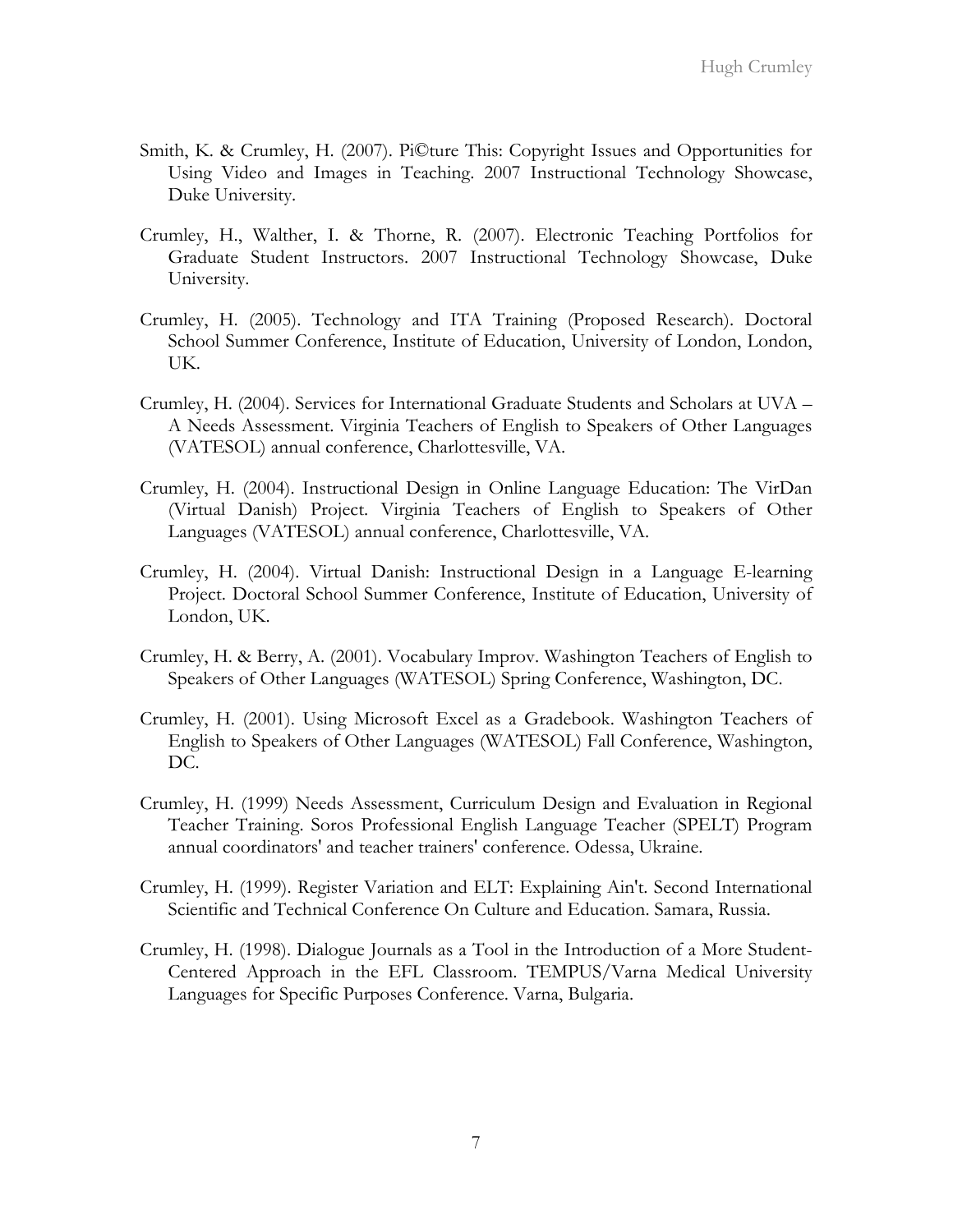Smith, K. & Crumley, H. (2007). Pi©ture This: Copyright Issues and Opportunities for Using Video and Images in Teaching. 2007 Instructional Technology Showcase, Duke University.

Crumley, H., Walther, I. & Thorne, R. (2007). Electronic Teaching Portfolios for Graduate Student Instructors. 2007 Instructional Technology Showcase, Duke University.

Crumley, H. (2005). Technology and ITA Training (Proposed Research). Doctoral School Summer Conference, Institute of Education, University of London, London, UK.

Crumley, H. (2004). Services for International Graduate Students and Scholars at UVA – A Needs Assessment. Virginia Teachers of English to Speakers of Other Languages (VATESOL) annual conference, Charlottesville, VA.

Crumley, H. (2004). Instructional Design in Online Language Education: The VirDan (Virtual Danish) Project. Virginia Teachers of English to Speakers of Other Languages (VATESOL) annual conference, Charlottesville, VA.

Crumley, H. (2004). Virtual Danish: Instructional Design in a Language E-learning Project. Doctoral School Summer Conference, Institute of Education, University of London, UK.

Crumley, H. & Berry, A. (2001). Vocabulary Improv. Washington Teachers of English to Speakers of Other Languages (WATESOL) Spring Conference, Washington, DC.

Crumley, H. (2001). Using Microsoft Excel as a Gradebook. Washington Teachers of English to Speakers of Other Languages (WATESOL) Fall Conference, Washington, DC.

Crumley, H. (1999) Needs Assessment, Curriculum Design and Evaluation in Regional Teacher Training. Soros Professional English Language Teacher (SPELT) Program annual coordinators' and teacher trainers' conference. Odessa, Ukraine.

Crumley, H. (1999). Register Variation and ELT: Explaining Ain't. Second International Scientific and Technical Conference On Culture and Education. Samara, Russia.

Crumley, H. (1998). Dialogue Journals as a Tool in the Introduction of a More Student-Centered Approach in the EFL Classroom. TEMPUS/Varna Medical University Languages for Specific Purposes Conference. Varna, Bulgaria.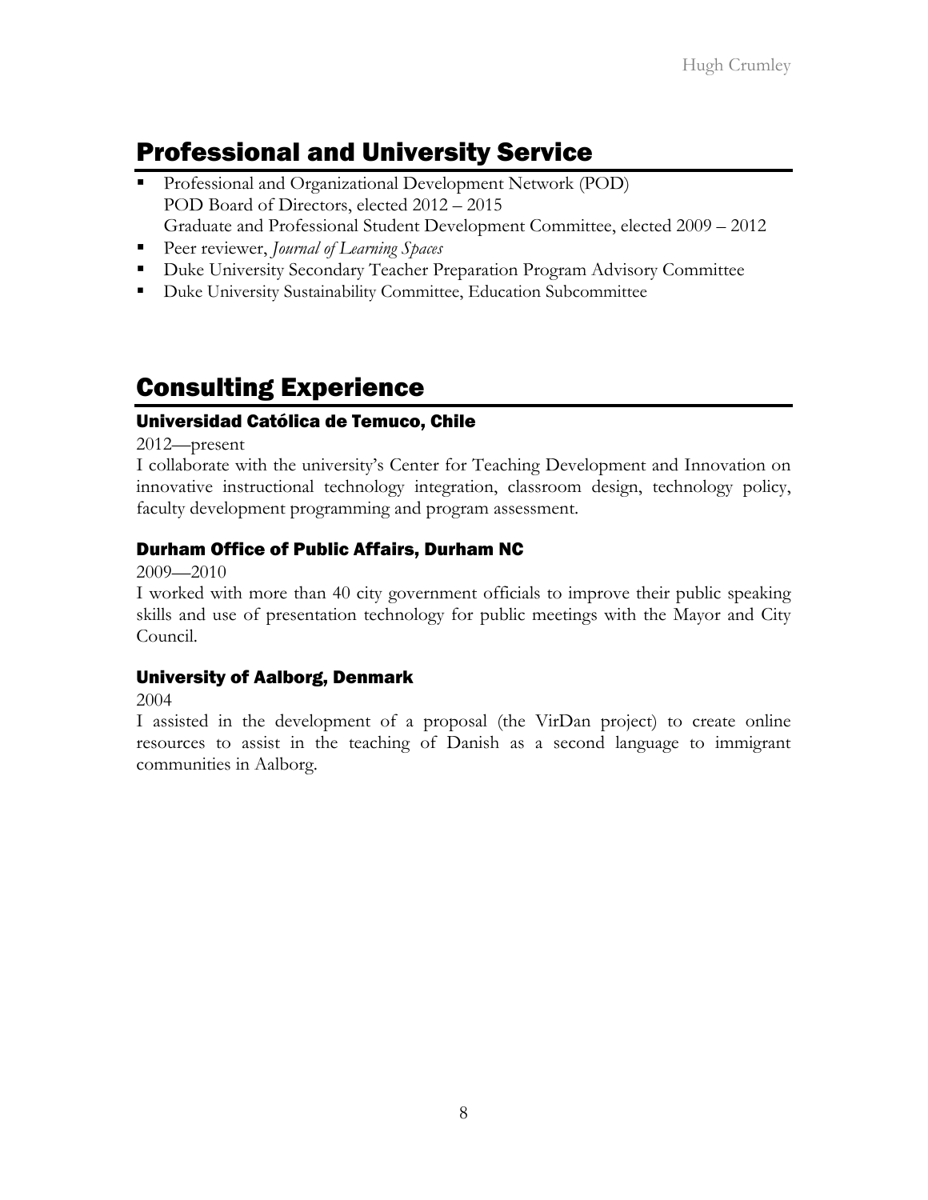## Professional and University Service

- Professional and Organizational Development Network (POD)
  POD Board of Directors, elected 2012 – 2015
  Graduate and Professional Student Development Committee, elected 2009 – 2012
- Peer reviewer, *Journal of Learning Spaces*
- Duke University Secondary Teacher Preparation Program Advisory Committee
- Duke University Sustainability Committee, Education Subcommittee

## Consulting Experience

### Universidad Católica de Temuco, Chile

2012—present

I collaborate with the university's Center for Teaching Development and Innovation on innovative instructional technology integration, classroom design, technology policy, faculty development programming and program assessment.

### Durham Office of Public Affairs, Durham NC

2009—2010

I worked with more than 40 city government officials to improve their public speaking skills and use of presentation technology for public meetings with the Mayor and City Council.

### University of Aalborg, Denmark

2004

I assisted in the development of a proposal (the VirDan project) to create online resources to assist in the teaching of Danish as a second language to immigrant communities in Aalborg.